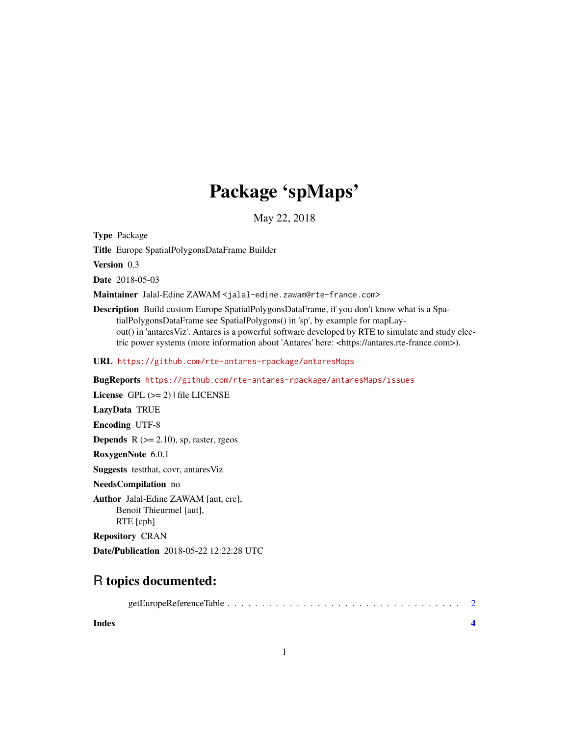# Package 'spMaps'

May 22, 2018

**Type** Package

**Title** Europe SpatialPolygonsDataFrame Builder

**Version** 0.3

**Date** 2018-05-03

**Maintainer** Jalal-Edine ZAWAM <jalal-edine.zawam@rte-france.com>

**Description** Build custom Europe SpatialPolygonsDataFrame, if you don't know what is a SpatialPolygonsDataFrame see SpatialPolygons() in 'sp', by example for mapLayout() in 'antaresViz'. Antares is a powerful software developed by RTE to simulate and study electric power systems (more information about 'Antares' here: <https://antares.rte-france.com>).

**URL** https://github.com/rte-antares-rpackage/antaresMaps

**BugReports** https://github.com/rte-antares-rpackage/antaresMaps/issues

**License** GPL (>= 2) | file LICENSE

**LazyData** TRUE

**Encoding** UTF-8

**Depends** R (>= 2.10), sp, raster, rgeos

**RoxygenNote** 6.0.1

**Suggests** testthat, covr, antaresViz

**NeedsCompilation** no

**Author** Jalal-Edine ZAWAM [aut, cre],
Benoit Thieurmel [aut],
RTE [cph]

**Repository** CRAN

**Date/Publication** 2018-05-22 12:22:28 UTC

## R topics documented:

getEuropeReferenceTable . . . . . . . . . . . . . . . . . . . . . . . . . . . . . . . . . 2

**Index** **4**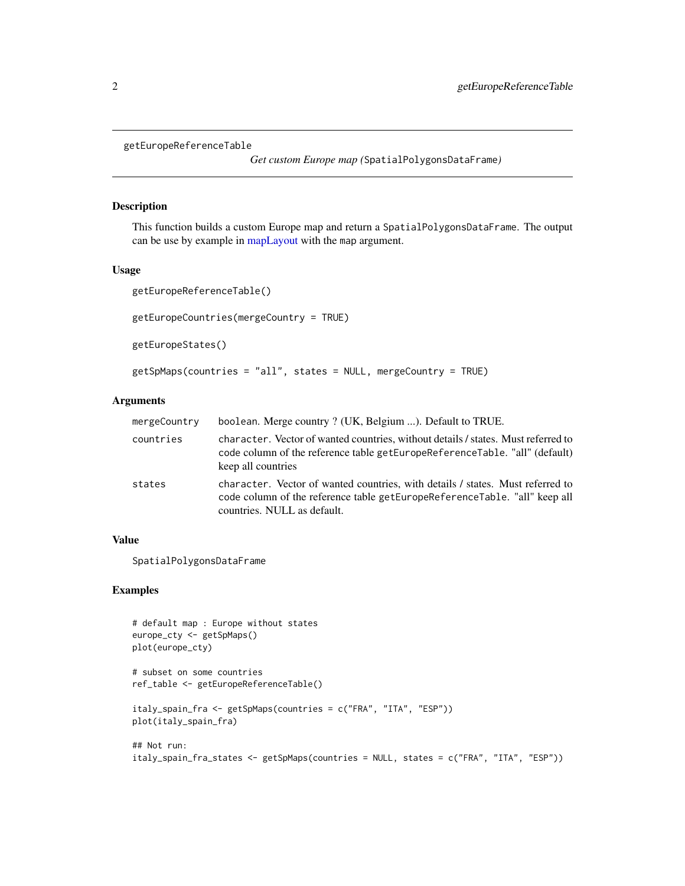getEuropeReferenceTable

*Get custom Europe map (*`SpatialPolygonsDataFrame`*)*

## Description

This function builds a custom Europe map and return a `SpatialPolygonsDataFrame`. The output can be use by example in mapLayout with the `map` argument.

## Usage

```
getEuropeReferenceTable()

getEuropeCountries(mergeCountry = TRUE)

getEuropeStates()

getSpMaps(countries = "all", states = NULL, mergeCountry = TRUE)
```

## Arguments

| | |
|---|---|
| `mergeCountry` | boolean. Merge country ? (UK, Belgium ...). Default to TRUE. |
| `countries` | `character`. Vector of wanted countries, without details / states. Must referred to code column of the reference table `getEuropeReferenceTable`. "all" (default) keep all countries |
| `states` | `character`. Vector of wanted countries, with details / states. Must referred to code column of the reference table `getEuropeReferenceTable`. "all" keep all countries. NULL as default. |

## Value

`SpatialPolygonsDataFrame`

## Examples

```
# default map : Europe without states
europe_cty <- getSpMaps()
plot(europe_cty)

# subset on some countries
ref_table <- getEuropeReferenceTable()

italy_spain_fra <- getSpMaps(countries = c("FRA", "ITA", "ESP"))
plot(italy_spain_fra)

## Not run:
italy_spain_fra_states <- getSpMaps(countries = NULL, states = c("FRA", "ITA", "ESP"))
```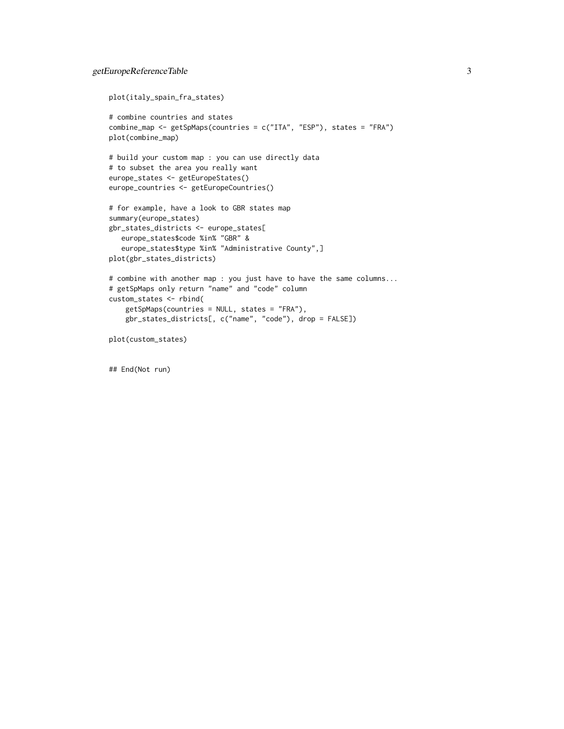```
plot(italy_spain_fra_states)

# combine countries and states
combine_map <- getSpMaps(countries = c("ITA", "ESP"), states = "FRA")
plot(combine_map)

# build your custom map : you can use directly data
# to subset the area you really want
europe_states <- getEuropeStates()
europe_countries <- getEuropeCountries()

# for example, have a look to GBR states map
summary(europe_states)
gbr_states_districts <- europe_states[
   europe_states$code %in% "GBR" &
   europe_states$type %in% "Administrative County",]
plot(gbr_states_districts)

# combine with another map : you just have to have the same columns...
# getSpMaps only return "name" and "code" column
custom_states <- rbind(
    getSpMaps(countries = NULL, states = "FRA"),
    gbr_states_districts[, c("name", "code"), drop = FALSE])

plot(custom_states)


## End(Not run)
```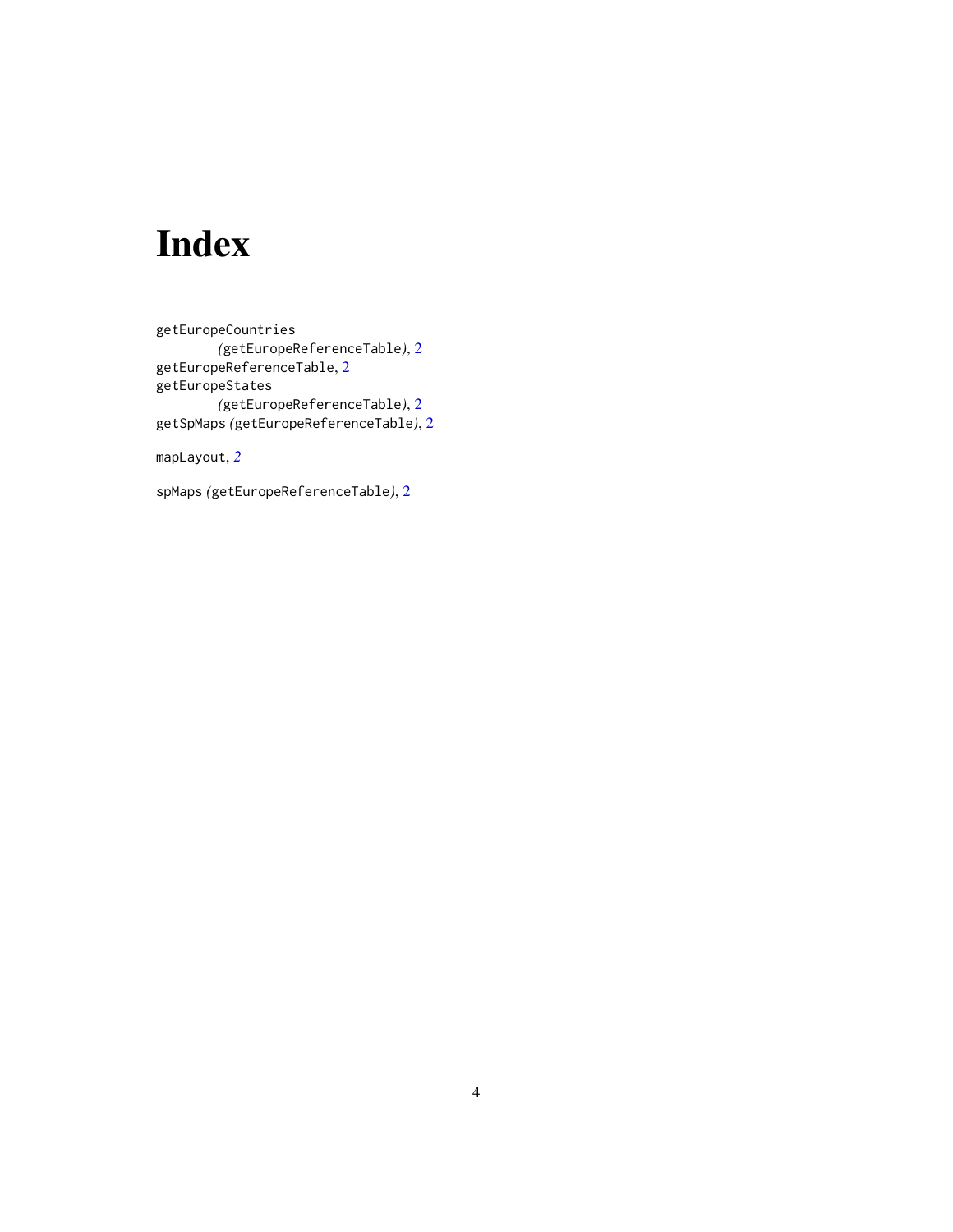# Index

getEuropeCountries (getEuropeReferenceTable), 2
getEuropeReferenceTable, 2
getEuropeStates (getEuropeReferenceTable), 2
getSpMaps (getEuropeReferenceTable), 2

mapLayout, *2*

spMaps (getEuropeReferenceTable), 2